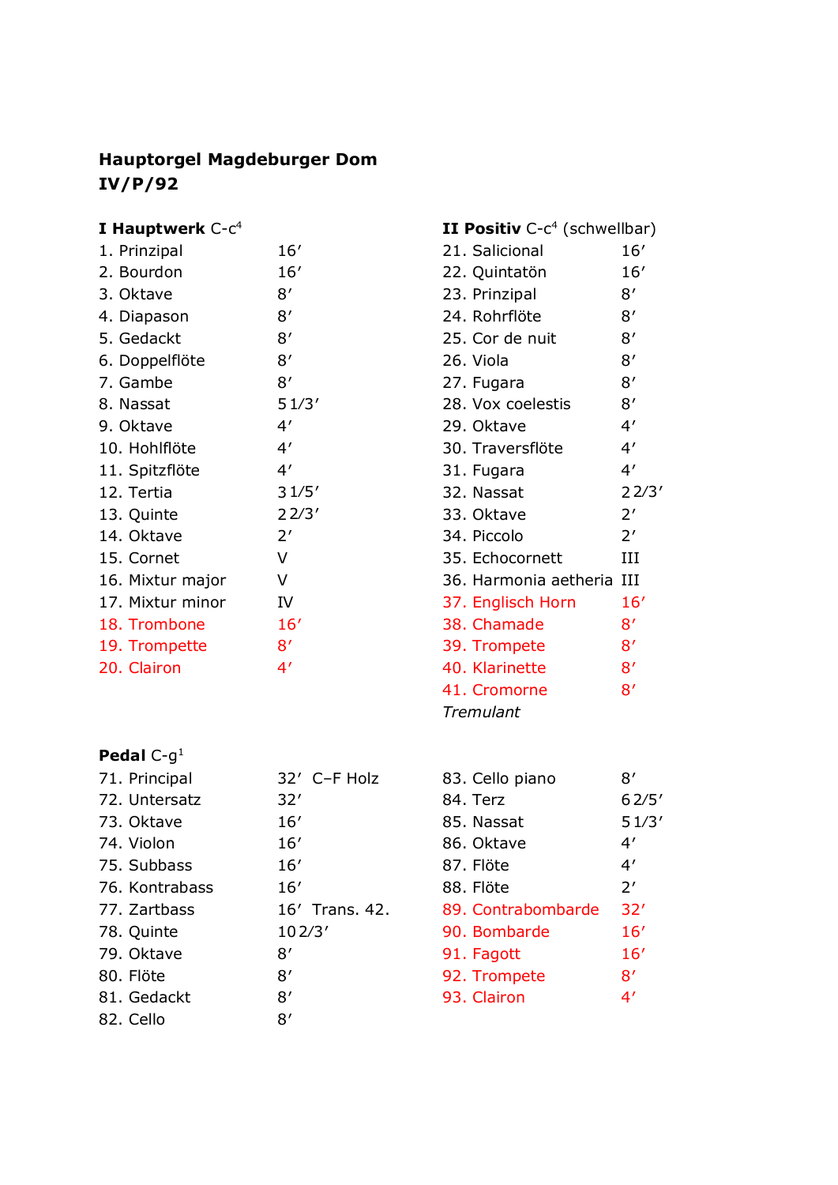**Hauptorgel Magdeburger Dom**
**IV/P/92**

**I Hauptwerk** C-c[4]

| | |
|---|---|
| 1. Prinzipal | 16′ |
| 2. Bourdon | 16′ |
| 3. Oktave | 8′ |
| 4. Diapason | 8′ |
| 5. Gedackt | 8′ |
| 6. Doppelflöte | 8′ |
| 7. Gambe | 8′ |
| 8. Nassat | 5 1/3′ |
| 9. Oktave | 4′ |
| 10. Hohlflöte | 4′ |
| 11. Spitzflöte | 4′ |
| 12. Tertia | 3 1/5′ |
| 13. Quinte | 2 2/3′ |
| 14. Oktave | 2′ |
| 15. Cornet | V |
| 16. Mixtur major | V |
| 17. Mixtur minor | IV |
| 18. Trombone | 16′ |
| 19. Trompette | 8′ |
| 20. Clairon | 4′ |

**II Positiv** C-c[4] (schwellbar)

| | |
|---|---|
| 21. Salicional | 16′ |
| 22. Quintatön | 16′ |
| 23. Prinzipal | 8′ |
| 24. Rohrflöte | 8′ |
| 25. Cor de nuit | 8′ |
| 26. Viola | 8′ |
| 27. Fugara | 8′ |
| 28. Vox coelestis | 8′ |
| 29. Oktave | 4′ |
| 30. Traversflöte | 4′ |
| 31. Fugara | 4′ |
| 32. Nassat | 2 2/3′ |
| 33. Oktave | 2′ |
| 34. Piccolo | 2′ |
| 35. Echocornett | III |
| 36. Harmonia aetheria | III |
| 37. Englisch Horn | 16′ |
| 38. Chamade | 8′ |
| 39. Trompete | 8′ |
| 40. Klarinette | 8′ |
| 41. Cromorne | 8′ |
| *Tremulant* | |

**Pedal** C-g[1]

| | |
|---|---|
| 71. Principal | 32′ C–F Holz |
| 72. Untersatz | 32′ |
| 73. Oktave | 16′ |
| 74. Violon | 16′ |
| 75. Subbass | 16′ |
| 76. Kontrabass | 16′ |
| 77. Zartbass | 16′ Trans. 42. |
| 78. Quinte | 10 2/3′ |
| 79. Oktave | 8′ |
| 80. Flöte | 8′ |
| 81. Gedackt | 8′ |
| 82. Cello | 8′ |
| 83. Cello piano | 8′ |
| 84. Terz | 6 2/5′ |
| 85. Nassat | 5 1/3′ |
| 86. Oktave | 4′ |
| 87. Flöte | 4′ |
| 88. Flöte | 2′ |
| 89. Contrabombarde | 32′ |
| 90. Bombarde | 16′ |
| 91. Fagott | 16′ |
| 92. Trompete | 8′ |
| 93. Clairon | 4′ |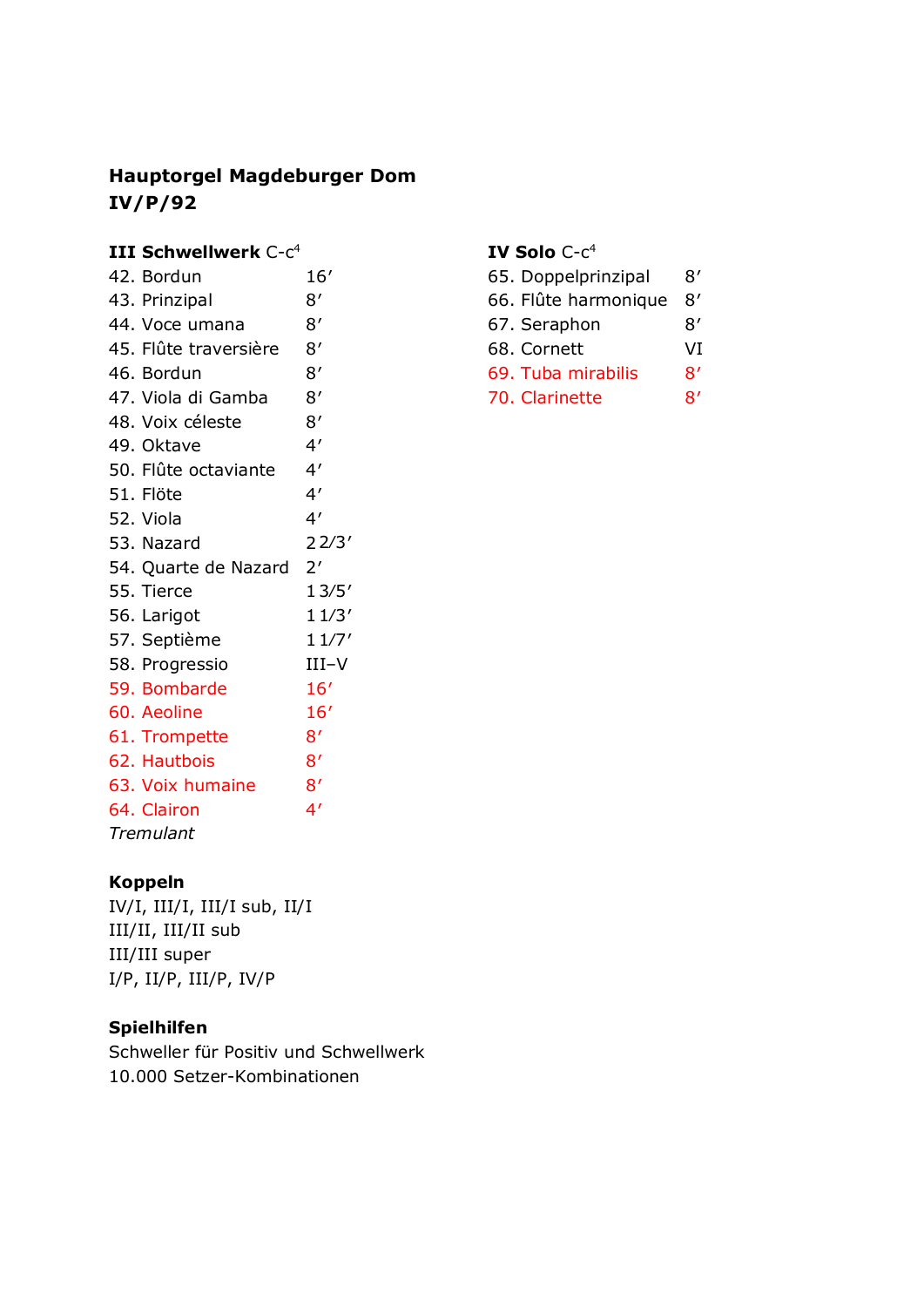**Hauptorgel Magdeburger Dom**
**IV/P/92**

**III Schwellwerk** C-c4

| | |
|---|---|
| 42. Bordun | 16′ |
| 43. Prinzipal | 8′ |
| 44. Voce umana | 8′ |
| 45. Flûte traversière | 8′ |
| 46. Bordun | 8′ |
| 47. Viola di Gamba | 8′ |
| 48. Voix céleste | 8′ |
| 49. Oktave | 4′ |
| 50. Flûte octaviante | 4′ |
| 51. Flöte | 4′ |
| 52. Viola | 4′ |
| 53. Nazard | 2 2/3′ |
| 54. Quarte de Nazard | 2′ |
| 55. Tierce | 1 3/5′ |
| 56. Larigot | 1 1/3′ |
| 57. Septième | 1 1/7′ |
| 58. Progressio | III–V |
| 59. Bombarde | 16′ |
| 60. Aeoline | 16′ |
| 61. Trompette | 8′ |
| 62. Hautbois | 8′ |
| 63. Voix humaine | 8′ |
| 64. Clairon | 4′ |

*Tremulant*

**IV Solo** C-c4

| | |
|---|---|
| 65. Doppelprinzipal | 8′ |
| 66. Flûte harmonique | 8′ |
| 67. Seraphon | 8′ |
| 68. Cornett | VI |
| 69. Tuba mirabilis | 8′ |
| 70. Clarinette | 8′ |

**Koppeln**
IV/I, III/I, III/I sub, II/I
III/II, III/II sub
III/III super
I/P, II/P, III/P, IV/P

**Spielhilfen**
Schweller für Positiv und Schwellwerk
10.000 Setzer-Kombinationen